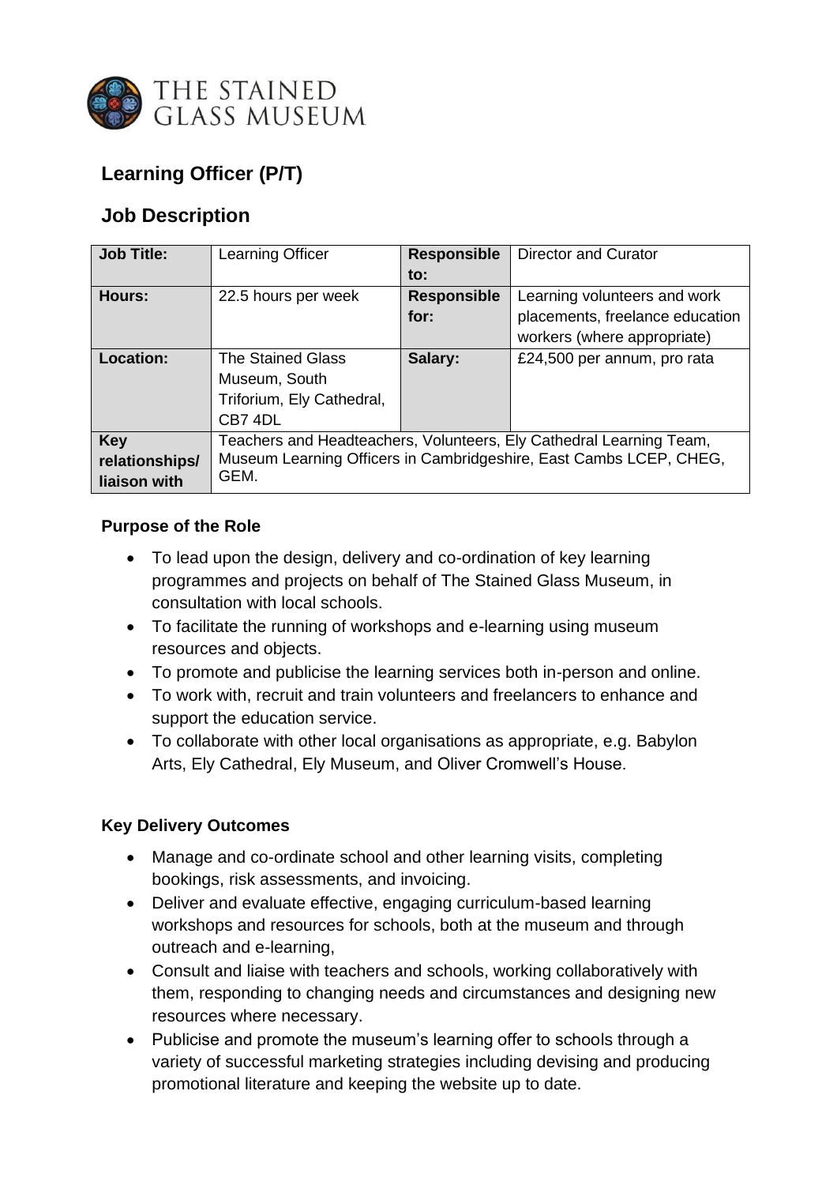THE STAINED GLASS MUSEUM

## Learning Officer (P/T)

## Job Description

| **Job Title:** | Learning Officer | **Responsible to:** | Director and Curator |
|---|---|---|---|
| **Hours:** | 22.5 hours per week | **Responsible for:** | Learning volunteers and work placements, freelance education workers (where appropriate) |
| **Location:** | The Stained Glass Museum, South Triforium, Ely Cathedral, CB7 4DL | **Salary:** | £24,500 per annum, pro rata |
| **Key relationships/ liaison with** | Teachers and Headteachers, Volunteers, Ely Cathedral Learning Team, Museum Learning Officers in Cambridgeshire, East Cambs LCEP, CHEG, GEM. | | |

### Purpose of the Role

- To lead upon the design, delivery and co-ordination of key learning programmes and projects on behalf of The Stained Glass Museum, in consultation with local schools.
- To facilitate the running of workshops and e-learning using museum resources and objects.
- To promote and publicise the learning services both in-person and online.
- To work with, recruit and train volunteers and freelancers to enhance and support the education service.
- To collaborate with other local organisations as appropriate, e.g. Babylon Arts, Ely Cathedral, Ely Museum, and Oliver Cromwell's House.

### Key Delivery Outcomes

- Manage and co-ordinate school and other learning visits, completing bookings, risk assessments, and invoicing.
- Deliver and evaluate effective, engaging curriculum-based learning workshops and resources for schools, both at the museum and through outreach and e-learning,
- Consult and liaise with teachers and schools, working collaboratively with them, responding to changing needs and circumstances and designing new resources where necessary.
- Publicise and promote the museum's learning offer to schools through a variety of successful marketing strategies including devising and producing promotional literature and keeping the website up to date.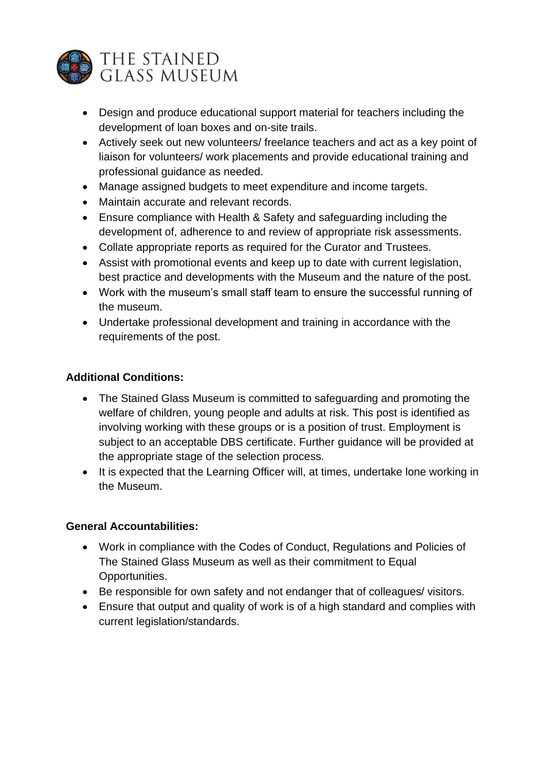- Design and produce educational support material for teachers including the development of loan boxes and on-site trails.
- Actively seek out new volunteers/ freelance teachers and act as a key point of liaison for volunteers/ work placements and provide educational training and professional guidance as needed.
- Manage assigned budgets to meet expenditure and income targets.
- Maintain accurate and relevant records.
- Ensure compliance with Health & Safety and safeguarding including the development of, adherence to and review of appropriate risk assessments.
- Collate appropriate reports as required for the Curator and Trustees.
- Assist with promotional events and keep up to date with current legislation, best practice and developments with the Museum and the nature of the post.
- Work with the museum's small staff team to ensure the successful running of the museum.
- Undertake professional development and training in accordance with the requirements of the post.

**Additional Conditions:**

- The Stained Glass Museum is committed to safeguarding and promoting the welfare of children, young people and adults at risk. This post is identified as involving working with these groups or is a position of trust. Employment is subject to an acceptable DBS certificate. Further guidance will be provided at the appropriate stage of the selection process.
- It is expected that the Learning Officer will, at times, undertake lone working in the Museum.

**General Accountabilities:**

- Work in compliance with the Codes of Conduct, Regulations and Policies of The Stained Glass Museum as well as their commitment to Equal Opportunities.
- Be responsible for own safety and not endanger that of colleagues/ visitors.
- Ensure that output and quality of work is of a high standard and complies with current legislation/standards.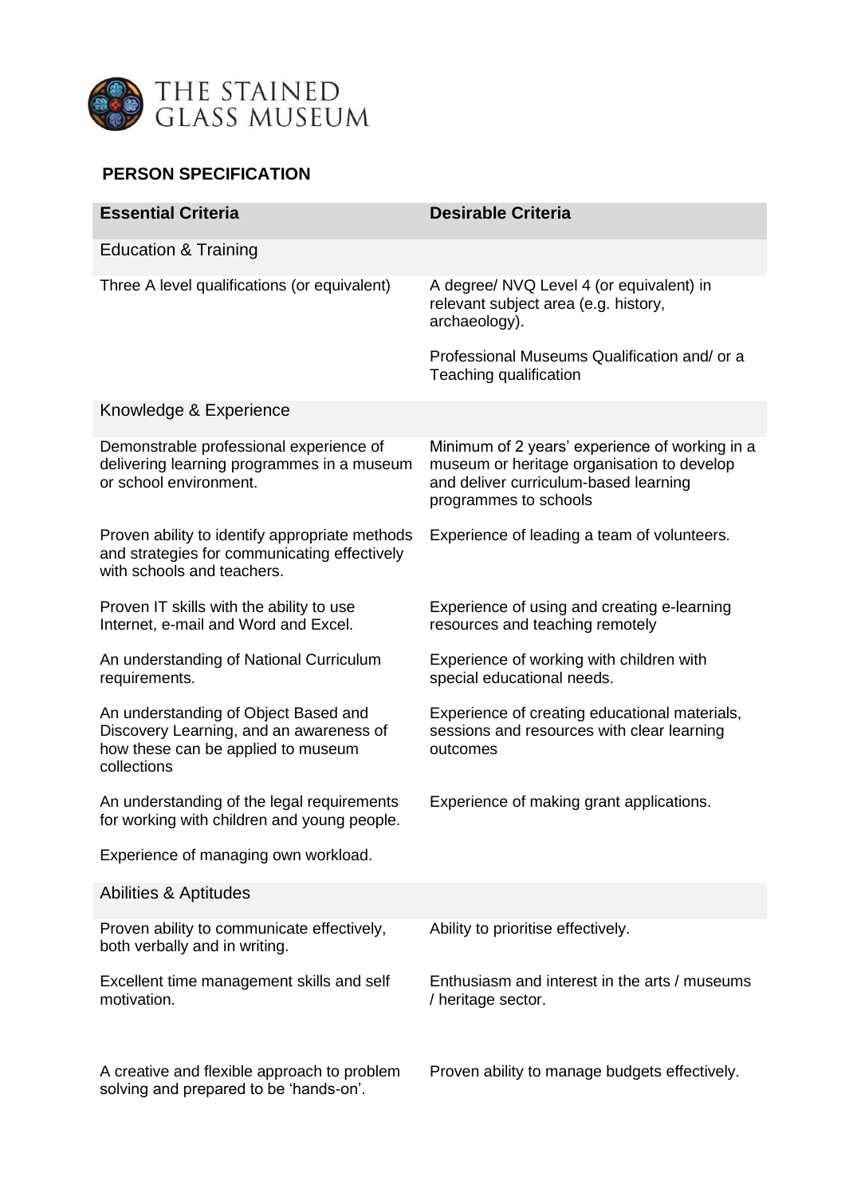THE STAINED GLASS MUSEUM

## PERSON SPECIFICATION

| Essential Criteria | Desirable Criteria |
|---|---|
| Education & Training | |
| Three A level qualifications (or equivalent) | A degree/ NVQ Level 4 (or equivalent) in relevant subject area (e.g. history, archaeology). |
| | Professional Museums Qualification and/ or a Teaching qualification |
| Knowledge & Experience | |
| Demonstrable professional experience of delivering learning programmes in a museum or school environment. | Minimum of 2 years' experience of working in a museum or heritage organisation to develop and deliver curriculum-based learning programmes to schools |
| Proven ability to identify appropriate methods and strategies for communicating effectively with schools and teachers. | Experience of leading a team of volunteers. |
| Proven IT skills with the ability to use Internet, e-mail and Word and Excel. | Experience of using and creating e-learning resources and teaching remotely |
| An understanding of National Curriculum requirements. | Experience of working with children with special educational needs. |
| An understanding of Object Based and Discovery Learning, and an awareness of how these can be applied to museum collections | Experience of creating educational materials, sessions and resources with clear learning outcomes |
| An understanding of the legal requirements for working with children and young people. | Experience of making grant applications. |
| Experience of managing own workload. | |
| Abilities & Aptitudes | |
| Proven ability to communicate effectively, both verbally and in writing. | Ability to prioritise effectively. |
| Excellent time management skills and self motivation. | Enthusiasm and interest in the arts / museums / heritage sector. |
| A creative and flexible approach to problem solving and prepared to be 'hands-on'. | Proven ability to manage budgets effectively. |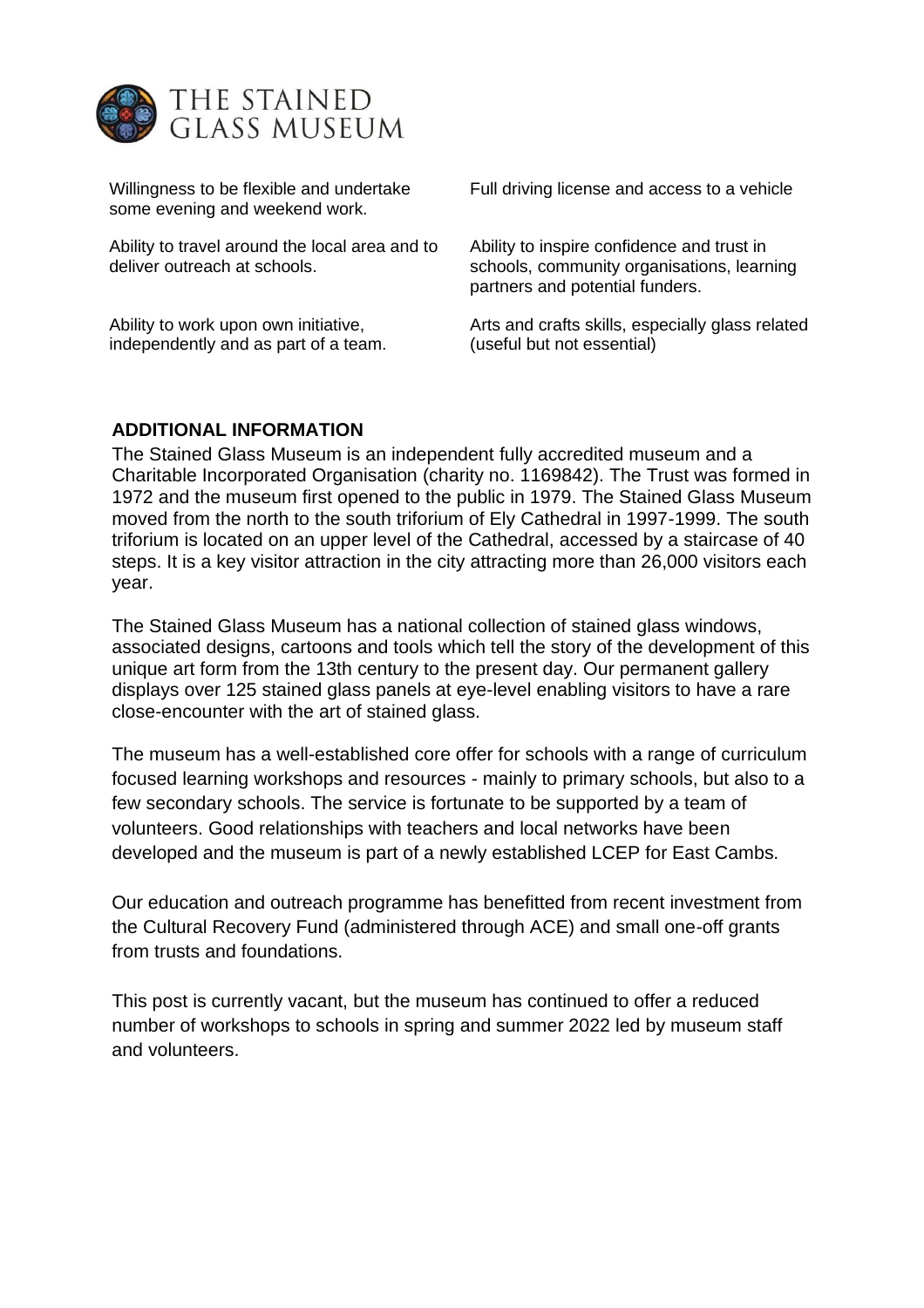# THE STAINED GLASS MUSEUM

| | |
|---|---|
| Willingness to be flexible and undertake some evening and weekend work. | Full driving license and access to a vehicle |
| Ability to travel around the local area and to deliver outreach at schools. | Ability to inspire confidence and trust in schools, community organisations, learning partners and potential funders. |
| Ability to work upon own initiative, independently and as part of a team. | Arts and crafts skills, especially glass related (useful but not essential) |

**ADDITIONAL INFORMATION**

The Stained Glass Museum is an independent fully accredited museum and a Charitable Incorporated Organisation (charity no. 1169842). The Trust was formed in 1972 and the museum first opened to the public in 1979. The Stained Glass Museum moved from the north to the south triforium of Ely Cathedral in 1997-1999. The south triforium is located on an upper level of the Cathedral, accessed by a staircase of 40 steps. It is a key visitor attraction in the city attracting more than 26,000 visitors each year.

The Stained Glass Museum has a national collection of stained glass windows, associated designs, cartoons and tools which tell the story of the development of this unique art form from the 13th century to the present day. Our permanent gallery displays over 125 stained glass panels at eye-level enabling visitors to have a rare close-encounter with the art of stained glass.

The museum has a well-established core offer for schools with a range of curriculum focused learning workshops and resources - mainly to primary schools, but also to a few secondary schools. The service is fortunate to be supported by a team of volunteers. Good relationships with teachers and local networks have been developed and the museum is part of a newly established LCEP for East Cambs.

Our education and outreach programme has benefitted from recent investment from the Cultural Recovery Fund (administered through ACE) and small one-off grants from trusts and foundations.

This post is currently vacant, but the museum has continued to offer a reduced number of workshops to schools in spring and summer 2022 led by museum staff and volunteers.